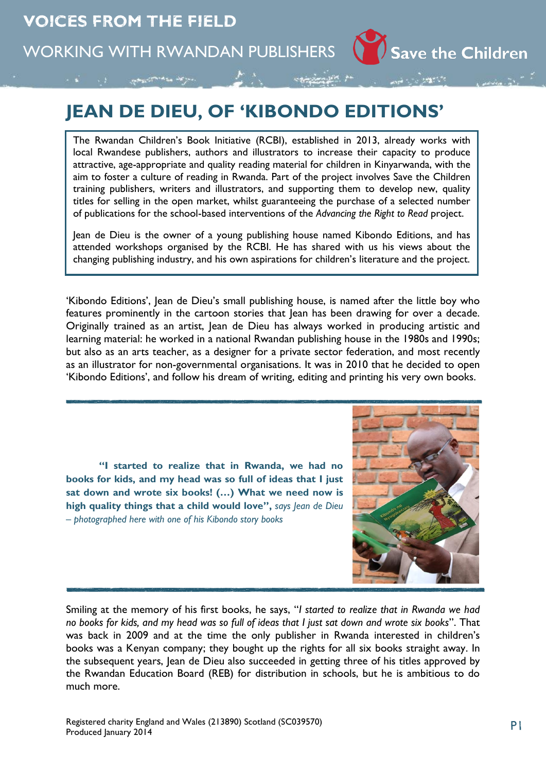VOICES FROM THE FIELD

WORKING WITH RWANDAN PUBLISHERS

# JEAN DE DIEU, OF 'KIBONDO EDITIONS'

The Rwandan Children's Book Initiative (RCBI), established in 2013, already works with local Rwandese publishers, authors and illustrators to increase their capacity to produce attractive, age-appropriate and quality reading material for children in Kinyarwanda, with the aim to foster a culture of reading in Rwanda. Part of the project involves Save the Children training publishers, writers and illustrators, and supporting them to develop new, quality titles for selling in the open market, whilst guaranteeing the purchase of a selected number of publications for the school-based interventions of the *Advancing the Right to Read* project.

Jean de Dieu is the owner of a young publishing house named Kibondo Editions, and has attended workshops organised by the RCBI. He has shared with us his views about the changing publishing industry, and his own aspirations for children's literature and the project.

'Kibondo Editions', Jean de Dieu's small publishing house, is named after the little boy who features prominently in the cartoon stories that Jean has been drawing for over a decade. Originally trained as an artist, Jean de Dieu has always worked in producing artistic and learning material: he worked in a national Rwandan publishing house in the 1980s and 1990s; but also as an arts teacher, as a designer for a private sector federation, and most recently as an illustrator for non-governmental organisations. It was in 2010 that he decided to open 'Kibondo Editions', and follow his dream of writing, editing and printing his very own books.

**"I started to realize that in Rwanda, we had no books for kids, and my head was so full of ideas that I just sat down and wrote six books! (…) What we need now is high quality things that a child would love",** *says Jean de Dieu – photographed here with one of his Kibondo story books*

Smiling at the memory of his first books, he says, "*I started to realize that in Rwanda we had no books for kids, and my head was so full of ideas that I just sat down and wrote six books*". That was back in 2009 and at the time the only publisher in Rwanda interested in children's books was a Kenyan company; they bought up the rights for all six books straight away. In the subsequent years, Jean de Dieu also succeeded in getting three of his titles approved by the Rwandan Education Board (REB) for distribution in schools, but he is ambitious to do much more.

Registered charity England and Wales (213890) Scotland (SC039570)
Produced January 2014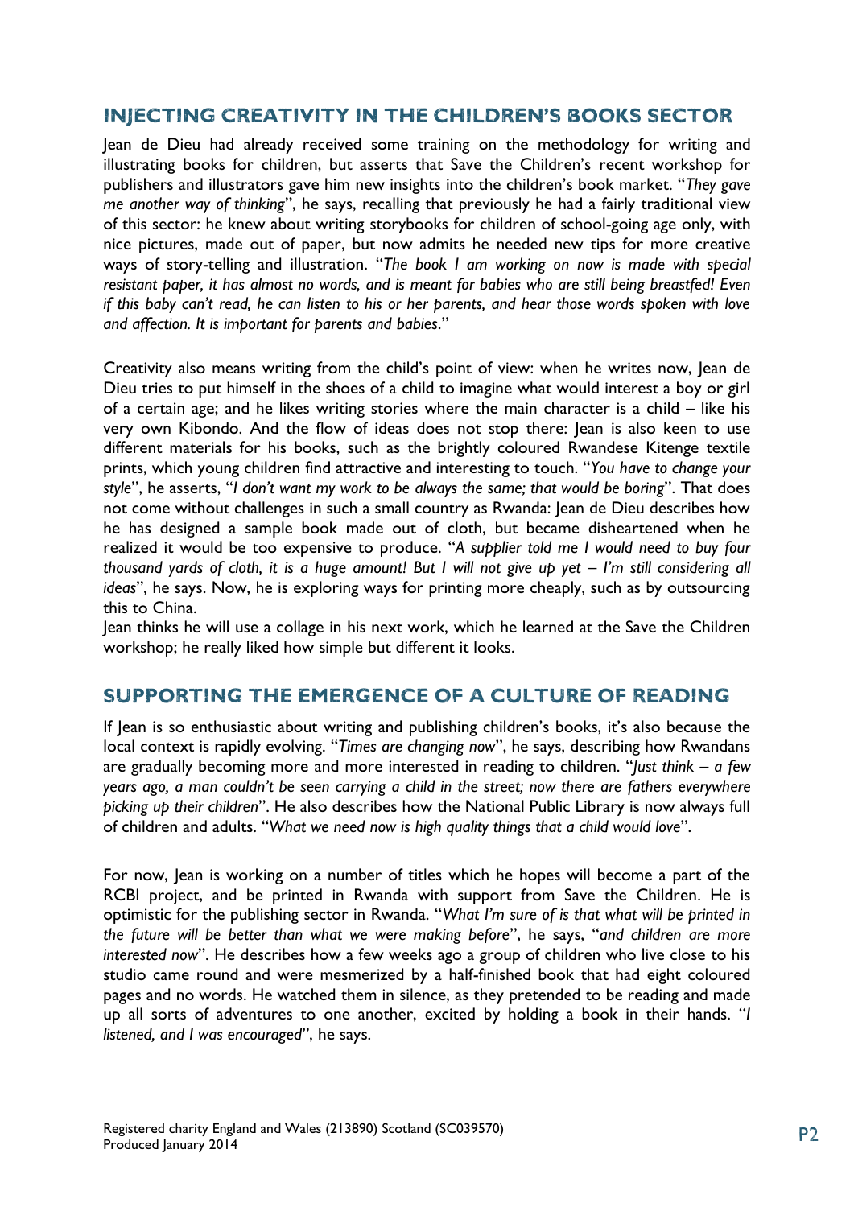## INJECTING CREATIVITY IN THE CHILDREN'S BOOKS SECTOR

Jean de Dieu had already received some training on the methodology for writing and illustrating books for children, but asserts that Save the Children's recent workshop for publishers and illustrators gave him new insights into the children's book market. "*They gave me another way of thinking*", he says, recalling that previously he had a fairly traditional view of this sector: he knew about writing storybooks for children of school-going age only, with nice pictures, made out of paper, but now admits he needed new tips for more creative ways of story-telling and illustration. "*The book I am working on now is made with special resistant paper, it has almost no words, and is meant for babies who are still being breastfed! Even if this baby can't read, he can listen to his or her parents, and hear those words spoken with love and affection. It is important for parents and babies*."

Creativity also means writing from the child's point of view: when he writes now, Jean de Dieu tries to put himself in the shoes of a child to imagine what would interest a boy or girl of a certain age; and he likes writing stories where the main character is a child – like his very own Kibondo. And the flow of ideas does not stop there: Jean is also keen to use different materials for his books, such as the brightly coloured Rwandese Kitenge textile prints, which young children find attractive and interesting to touch. "*You have to change your style*", he asserts, "*I don't want my work to be always the same; that would be boring*". That does not come without challenges in such a small country as Rwanda: Jean de Dieu describes how he has designed a sample book made out of cloth, but became disheartened when he realized it would be too expensive to produce. "*A supplier told me I would need to buy four thousand yards of cloth, it is a huge amount! But I will not give up yet – I'm still considering all ideas*", he says. Now, he is exploring ways for printing more cheaply, such as by outsourcing this to China.

Jean thinks he will use a collage in his next work, which he learned at the Save the Children workshop; he really liked how simple but different it looks.

## SUPPORTING THE EMERGENCE OF A CULTURE OF READING

If Jean is so enthusiastic about writing and publishing children's books, it's also because the local context is rapidly evolving. "*Times are changing now*", he says, describing how Rwandans are gradually becoming more and more interested in reading to children. "*Just think – a few years ago, a man couldn't be seen carrying a child in the street; now there are fathers everywhere picking up their children*". He also describes how the National Public Library is now always full of children and adults. "*What we need now is high quality things that a child would love*".

For now, Jean is working on a number of titles which he hopes will become a part of the RCBI project, and be printed in Rwanda with support from Save the Children. He is optimistic for the publishing sector in Rwanda. "*What I'm sure of is that what will be printed in the future will be better than what we were making before*", he says, "*and children are more interested now*". He describes how a few weeks ago a group of children who live close to his studio came round and were mesmerized by a half-finished book that had eight coloured pages and no words. He watched them in silence, as they pretended to be reading and made up all sorts of adventures to one another, excited by holding a book in their hands. "*I listened, and I was encouraged*", he says.

Registered charity England and Wales (213890) Scotland (SC039570)
Produced January 2014